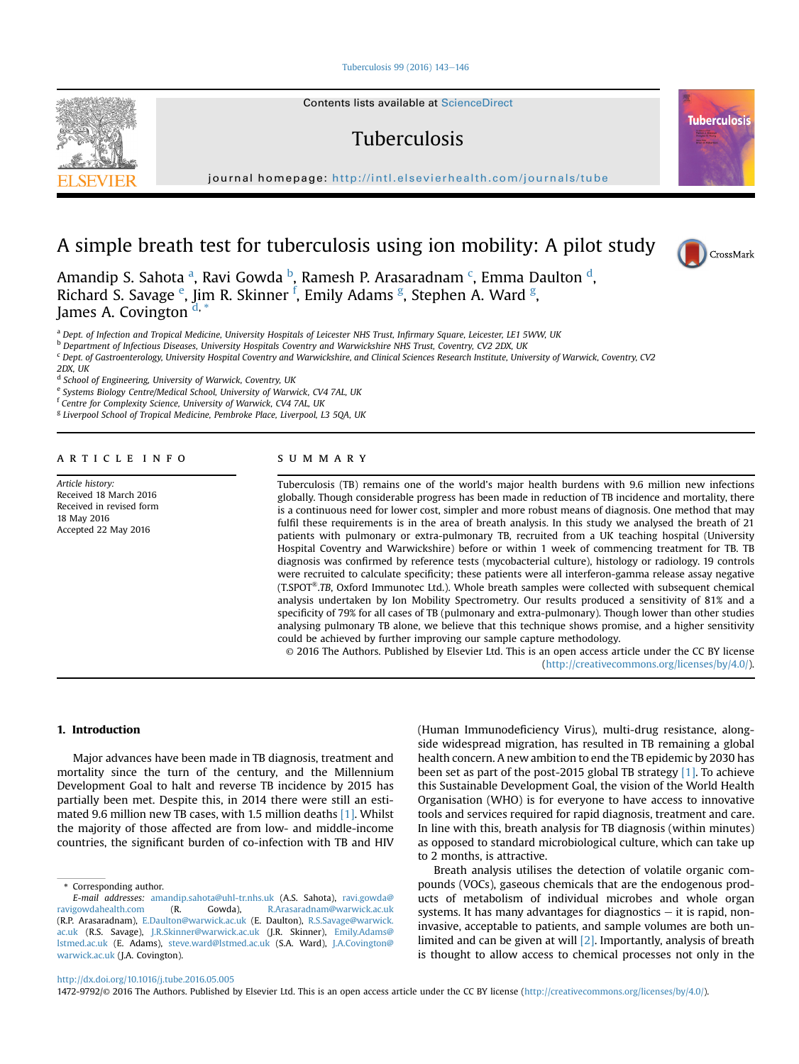# A simple breath test for tuberculosis using ion mobility: A pilot study

Amandip S. Sahota [a], Ravi Gowda [b], Ramesh P. Arasaradnam [c], Emma Daulton [d], Richard S. Savage [e], Jim R. Skinner [f], Emily Adams [g], Stephen A. Ward [g], James A. Covington [d, *]

[a] Dept. of Infection and Tropical Medicine, University Hospitals of Leicester NHS Trust, Infirmary Square, Leicester, LE1 5WW, UK
[b] Department of Infectious Diseases, University Hospitals Coventry and Warwickshire NHS Trust, Coventry, CV2 2DX, UK
[c] Dept. of Gastroenterology, University Hospital Coventry and Warwickshire, and Clinical Sciences Research Institute, University of Warwick, Coventry, CV2 2DX, UK
[d] School of Engineering, University of Warwick, Coventry, UK
[e] Systems Biology Centre/Medical School, University of Warwick, CV4 7AL, UK
[f] Centre for Complexity Science, University of Warwick, CV4 7AL, UK
[g] Liverpool School of Tropical Medicine, Pembroke Place, Liverpool, L3 5QA, UK

## ARTICLE INFO

*Article history:*
Received 18 March 2016
Received in revised form 18 May 2016
Accepted 22 May 2016

## SUMMARY

Tuberculosis (TB) remains one of the world's major health burdens with 9.6 million new infections globally. Though considerable progress has been made in reduction of TB incidence and mortality, there is a continuous need for lower cost, simpler and more robust means of diagnosis. One method that may fulfil these requirements is in the area of breath analysis. In this study we analysed the breath of 21 patients with pulmonary or extra-pulmonary TB, recruited from a UK teaching hospital (University Hospital Coventry and Warwickshire) before or within 1 week of commencing treatment for TB. TB diagnosis was confirmed by reference tests (mycobacterial culture), histology or radiology. 19 controls were recruited to calculate specificity; these patients were all interferon-gamma release assay negative (T.SPOT®.*TB*, Oxford Immunotec Ltd.). Whole breath samples were collected with subsequent chemical analysis undertaken by Ion Mobility Spectrometry. Our results produced a sensitivity of 81% and a specificity of 79% for all cases of TB (pulmonary and extra-pulmonary). Though lower than other studies analysing pulmonary TB alone, we believe that this technique shows promise, and a higher sensitivity could be achieved by further improving our sample capture methodology.

© 2016 The Authors. Published by Elsevier Ltd. This is an open access article under the CC BY license (http://creativecommons.org/licenses/by/4.0/).

## 1. Introduction

Major advances have been made in TB diagnosis, treatment and mortality since the turn of the century, and the Millennium Development Goal to halt and reverse TB incidence by 2015 has partially been met. Despite this, in 2014 there were still an estimated 9.6 million new TB cases, with 1.5 million deaths [1]. Whilst the majority of those affected are from low- and middle-income countries, the significant burden of co-infection with TB and HIV (Human Immunodeficiency Virus), multi-drug resistance, alongside widespread migration, has resulted in TB remaining a global health concern. A new ambition to end the TB epidemic by 2030 has been set as part of the post-2015 global TB strategy [1]. To achieve this Sustainable Development Goal, the vision of the World Health Organisation (WHO) is for everyone to have access to innovative tools and services required for rapid diagnosis, treatment and care. In line with this, breath analysis for TB diagnosis (within minutes) as opposed to standard microbiological culture, which can take up to 2 months, is attractive.

Breath analysis utilises the detection of volatile organic compounds (VOCs), gaseous chemicals that are the endogenous products of metabolism of individual microbes and whole organ systems. It has many advantages for diagnostics – it is rapid, non-invasive, acceptable to patients, and sample volumes are both unlimited and can be given at will [2]. Importantly, analysis of breath is thought to allow access to chemical processes not only in the

\* Corresponding author.
*E-mail addresses:* amandip.sahota@uhl-tr.nhs.uk (A.S. Sahota), ravi.gowda@ravigowdahealth.com (R. Gowda), R.Arasaradnam@warwick.ac.uk (R.P. Arasaradnam), E.Daulton@warwick.ac.uk (E. Daulton), R.S.Savage@warwick.ac.uk (R.S. Savage), J.R.Skinner@warwick.ac.uk (J.R. Skinner), Emily.Adams@lstmed.ac.uk (E. Adams), steve.ward@lstmed.ac.uk (S.A. Ward), J.A.Covington@warwick.ac.uk (J.A. Covington).

http://dx.doi.org/10.1016/j.tube.2016.05.005
1472-9792/© 2016 The Authors. Published by Elsevier Ltd. This is an open access article under the CC BY license (http://creativecommons.org/licenses/by/4.0/).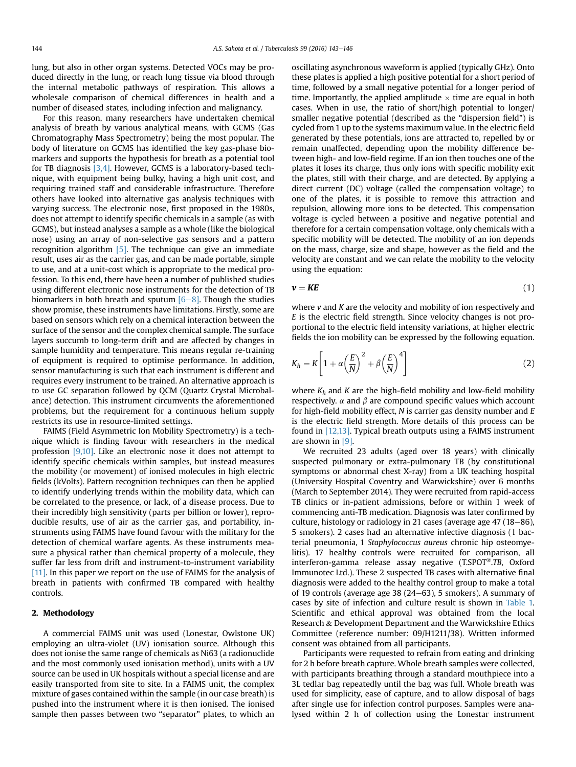lung, but also in other organ systems. Detected VOCs may be produced directly in the lung, or reach lung tissue via blood through the internal metabolic pathways of respiration. This allows a wholesale comparison of chemical differences in health and a number of diseased states, including infection and malignancy.

For this reason, many researchers have undertaken chemical analysis of breath by various analytical means, with GCMS (Gas Chromatography Mass Spectrometry) being the most popular. The body of literature on GCMS has identified the key gas-phase biomarkers and supports the hypothesis for breath as a potential tool for TB diagnosis [3,4]. However, GCMS is a laboratory-based technique, with equipment being bulky, having a high unit cost, and requiring trained staff and considerable infrastructure. Therefore others have looked into alternative gas analysis techniques with varying success. The electronic nose, first proposed in the 1980s, does not attempt to identify specific chemicals in a sample (as with GCMS), but instead analyses a sample as a whole (like the biological nose) using an array of non-selective gas sensors and a pattern recognition algorithm [5]. The technique can give an immediate result, uses air as the carrier gas, and can be made portable, simple to use, and at a unit-cost which is appropriate to the medical profession. To this end, there have been a number of published studies using different electronic nose instruments for the detection of TB biomarkers in both breath and sputum [6–8]. Though the studies show promise, these instruments have limitations. Firstly, some are based on sensors which rely on a chemical interaction between the surface of the sensor and the complex chemical sample. The surface layers succumb to long-term drift and are affected by changes in sample humidity and temperature. This means regular re-training of equipment is required to optimise performance. In addition, sensor manufacturing is such that each instrument is different and requires every instrument to be trained. An alternative approach is to use GC separation followed by QCM (Quartz Crystal Microbalance) detection. This instrument circumvents the aforementioned problems, but the requirement for a continuous helium supply restricts its use in resource-limited settings.

FAIMS (Field Asymmetric Ion Mobility Spectrometry) is a technique which is finding favour with researchers in the medical profession [9,10]. Like an electronic nose it does not attempt to identify specific chemicals within samples, but instead measures the mobility (or movement) of ionised molecules in high electric fields (kVolts). Pattern recognition techniques can then be applied to identify underlying trends within the mobility data, which can be correlated to the presence, or lack, of a disease process. Due to their incredibly high sensitivity (parts per billion or lower), reproducible results, use of air as the carrier gas, and portability, instruments using FAIMS have found favour with the military for the detection of chemical warfare agents. As these instruments measure a physical rather than chemical property of a molecule, they suffer far less from drift and instrument-to-instrument variability [11]. In this paper we report on the use of FAIMS for the analysis of breath in patients with confirmed TB compared with healthy controls.

## 2. Methodology

A commercial FAIMS unit was used (Lonestar, Owlstone UK) employing an ultra-violet (UV) ionisation source. Although this does not ionise the same range of chemicals as Ni63 (a radionuclide and the most commonly used ionisation method), units with a UV source can be used in UK hospitals without a special license and are easily transported from site to site. In a FAIMS unit, the complex mixture of gases contained within the sample (in our case breath) is pushed into the instrument where it is then ionised. The ionised sample then passes between two "separator" plates, to which an oscillating asynchronous waveform is applied (typically GHz). Onto these plates is applied a high positive potential for a short period of time, followed by a small negative potential for a longer period of time. Importantly, the applied amplitude × time are equal in both cases. When in use, the ratio of short/high potential to longer/smaller negative potential (described as the "dispersion field") is cycled from 1 up to the systems maximum value. In the electric field generated by these potentials, ions are attracted to, repelled by or remain unaffected, depending upon the mobility difference between high- and low-field regime. If an ion then touches one of the plates it loses its charge, thus only ions with specific mobility exit the plates, still with their charge, and are detected. By applying a direct current (DC) voltage (called the compensation voltage) to one of the plates, it is possible to remove this attraction and repulsion, allowing more ions to be detected. This compensation voltage is cycled between a positive and negative potential and therefore for a certain compensation voltage, only chemicals with a specific mobility will be detected. The mobility of an ion depends on the mass, charge, size and shape, however as the field and the velocity are constant and we can relate the mobility to the velocity using the equation:

$$\boldsymbol{v} = \boldsymbol{KE} \tag{1}$$

where $v$ and $K$ are the velocity and mobility of ion respectively and $E$ is the electric field strength. Since velocity changes is not proportional to the electric field intensity variations, at higher electric fields the ion mobility can be expressed by the following equation.

$$K_h = K\left[1 + \alpha\left(\frac{E}{N}\right)^2 + \beta\left(\frac{E}{N}\right)^4\right] \tag{2}$$

where $K_h$ and $K$ are the high-field mobility and low-field mobility respectively. $\alpha$ and $\beta$ are compound specific values which account for high-field mobility effect, $N$ is carrier gas density number and $E$ is the electric field strength. More details of this process can be found in [12,13]. Typical breath outputs using a FAIMS instrument are shown in [9].

We recruited 23 adults (aged over 18 years) with clinically suspected pulmonary or extra-pulmonary TB (by constitutional symptoms or abnormal chest X-ray) from a UK teaching hospital (University Hospital Coventry and Warwickshire) over 6 months (March to September 2014). They were recruited from rapid-access TB clinics or in-patient admissions, before or within 1 week of commencing anti-TB medication. Diagnosis was later confirmed by culture, histology or radiology in 21 cases (average age 47 (18–86), 5 smokers). 2 cases had an alternative infective diagnosis (1 bacterial pneumonia, 1 *Staphylococcus aureus* chronic hip osteomyelitis). 17 healthy controls were recruited for comparison, all interferon-gamma release assay negative (T.SPOT®.*TB*, Oxford Immunotec Ltd.). These 2 suspected TB cases with alternative final diagnosis were added to the healthy control group to make a total of 19 controls (average age 38 (24–63), 5 smokers). A summary of cases by site of infection and culture result is shown in Table 1. Scientific and ethical approval was obtained from the local Research & Development Department and the Warwickshire Ethics Committee (reference number: 09/H1211/38). Written informed consent was obtained from all participants.

Participants were requested to refrain from eating and drinking for 2 h before breath capture. Whole breath samples were collected, with participants breathing through a standard mouthpiece into a 3L tedlar bag repeatedly until the bag was full. Whole breath was used for simplicity, ease of capture, and to allow disposal of bags after single use for infection control purposes. Samples were analysed within 2 h of collection using the Lonestar instrument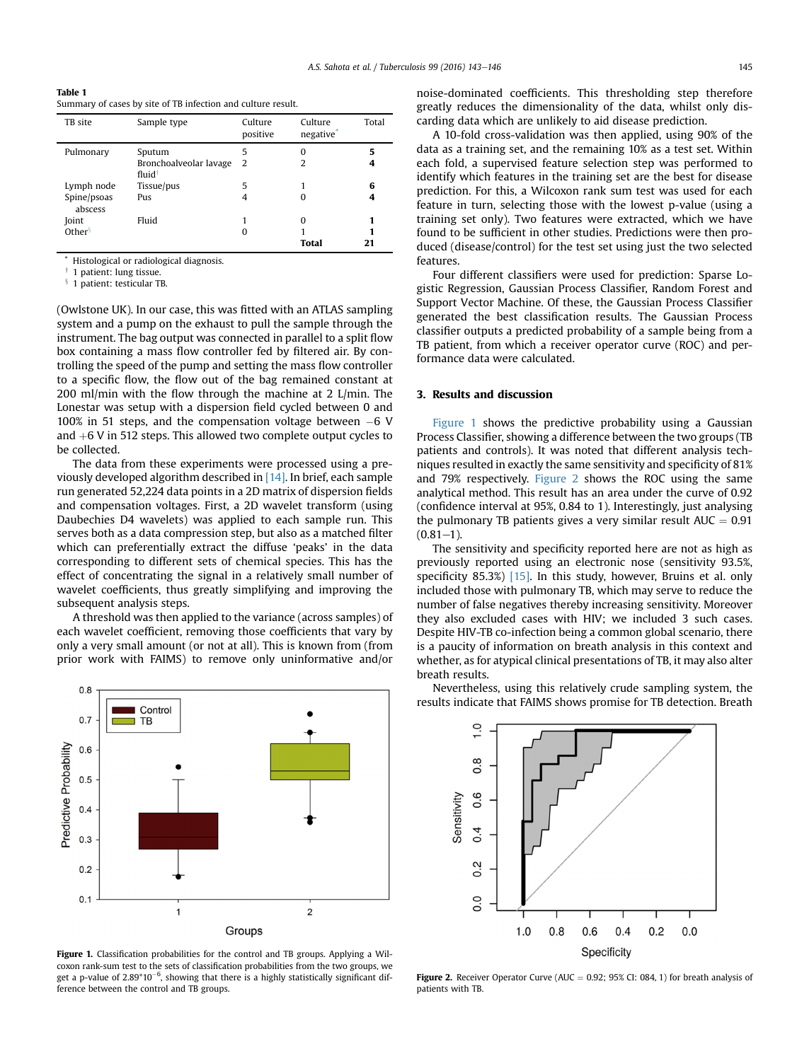**Table 1**
Summary of cases by site of TB infection and culture result.

| TB site | Sample type | Culture positive | Culture negative* | Total |
|---|---|---|---|---|
| Pulmonary | Sputum | 5 | 0 | **5** |
| | Bronchoalveolar lavage fluid† | 2 | 2 | **4** |
| Lymph node | Tissue/pus | 5 | 1 | **6** |
| Spine/psoas abscess | Pus | 4 | 0 | **4** |
| Joint | Fluid | 1 | 0 | **1** |
| Other§ | | 0 | 1 | **1** |
| | | | **Total** | **21** |

\* Histological or radiological diagnosis.
† 1 patient: lung tissue.
§ 1 patient: testicular TB.

(Owlstone UK). In our case, this was fitted with an ATLAS sampling system and a pump on the exhaust to pull the sample through the instrument. The bag output was connected in parallel to a split flow box containing a mass flow controller fed by filtered air. By controlling the speed of the pump and setting the mass flow controller to a specific flow, the flow out of the bag remained constant at 200 ml/min with the flow through the machine at 2 L/min. The Lonestar was setup with a dispersion field cycled between 0 and 100% in 51 steps, and the compensation voltage between −6 V and +6 V in 512 steps. This allowed two complete output cycles to be collected.

The data from these experiments were processed using a previously developed algorithm described in [14]. In brief, each sample run generated 52,224 data points in a 2D matrix of dispersion fields and compensation voltages. First, a 2D wavelet transform (using Daubechies D4 wavelets) was applied to each sample run. This serves both as a data compression step, but also as a matched filter which can preferentially extract the diffuse 'peaks' in the data corresponding to different sets of chemical species. This has the effect of concentrating the signal in a relatively small number of wavelet coefficients, thus greatly simplifying and improving the subsequent analysis steps.

A threshold was then applied to the variance (across samples) of each wavelet coefficient, removing those coefficients that vary by only a very small amount (or not at all). This is known from (from prior work with FAIMS) to remove only uninformative and/or noise-dominated coefficients. This thresholding step therefore greatly reduces the dimensionality of the data, whilst only discarding data which are unlikely to aid disease prediction.

A 10-fold cross-validation was then applied, using 90% of the data as a training set, and the remaining 10% as a test set. Within each fold, a supervised feature selection step was performed to identify which features in the training set are the best for disease prediction. For this, a Wilcoxon rank sum test was used for each feature in turn, selecting those with the lowest p-value (using a training set only). Two features were extracted, which we have found to be sufficient in other studies. Predictions were then produced (disease/control) for the test set using just the two selected features.

Four different classifiers were used for prediction: Sparse Logistic Regression, Gaussian Process Classifier, Random Forest and Support Vector Machine. Of these, the Gaussian Process Classifier generated the best classification results. The Gaussian Process classifier outputs a predicted probability of a sample being from a TB patient, from which a receiver operator curve (ROC) and performance data were calculated.

## 3. Results and discussion

Figure 1 shows the predictive probability using a Gaussian Process Classifier, showing a difference between the two groups (TB patients and controls). It was noted that different analysis techniques resulted in exactly the same sensitivity and specificity of 81% and 79% respectively. Figure 2 shows the ROC using the same analytical method. This result has an area under the curve of 0.92 (confidence interval at 95%, 0.84 to 1). Interestingly, just analysing the pulmonary TB patients gives a very similar result AUC = 0.91 (0.81–1).

The sensitivity and specificity reported here are not as high as previously reported using an electronic nose (sensitivity 93.5%, specificity 85.3%) [15]. In this study, however, Bruins et al. only included those with pulmonary TB, which may serve to reduce the number of false negatives thereby increasing sensitivity. Moreover they also excluded cases with HIV; we included 3 such cases. Despite HIV-TB co-infection being a common global scenario, there is a paucity of information on breath analysis in this context and whether, as for atypical clinical presentations of TB, it may also alter breath results.

Nevertheless, using this relatively crude sampling system, the results indicate that FAIMS shows promise for TB detection. Breath

Control
TB
Predictive Probability
0.8
0.7
0.6
0.5
0.4
0.3
0.2
0.1
1
2
Groups

**Figure 1.** Classification probabilities for the control and TB groups. Applying a Wilcoxon rank-sum test to the sets of classification probabilities from the two groups, we get a p-value of $2.89 \times 10^{-6}$, showing that there is a highly statistically significant difference between the control and TB groups.

Sensitivity
0.0
0.2
0.4
0.6
0.8
1.0
Specificity
1.0
0.8
0.6
0.4
0.2
0.0

**Figure 2.** Receiver Operator Curve (AUC = 0.92; 95% CI: 084, 1) for breath analysis of patients with TB.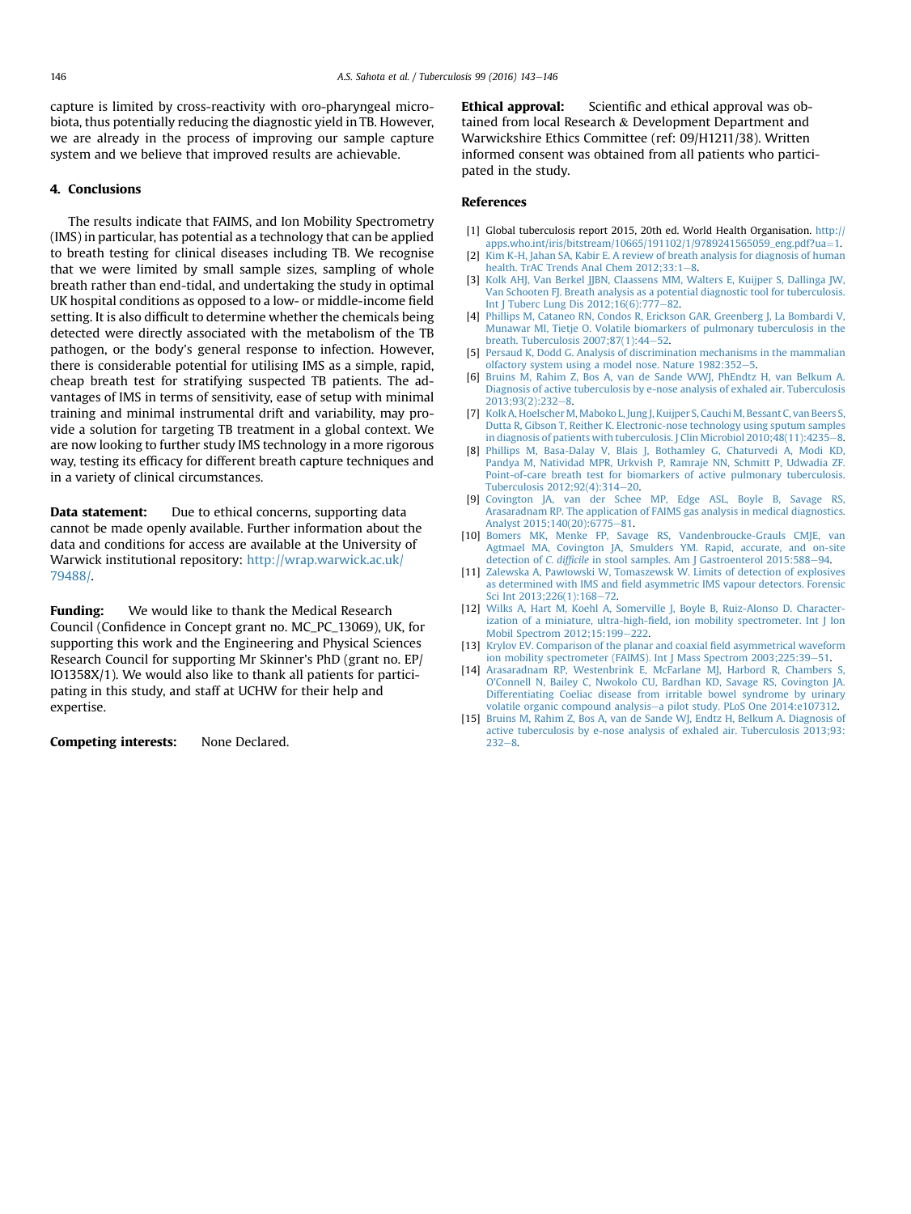capture is limited by cross-reactivity with oro-pharyngeal microbiota, thus potentially reducing the diagnostic yield in TB. However, we are already in the process of improving our sample capture system and we believe that improved results are achievable.

## 4. Conclusions

The results indicate that FAIMS, and Ion Mobility Spectrometry (IMS) in particular, has potential as a technology that can be applied to breath testing for clinical diseases including TB. We recognise that we were limited by small sample sizes, sampling of whole breath rather than end-tidal, and undertaking the study in optimal UK hospital conditions as opposed to a low- or middle-income field setting. It is also difficult to determine whether the chemicals being detected were directly associated with the metabolism of the TB pathogen, or the body's general response to infection. However, there is considerable potential for utilising IMS as a simple, rapid, cheap breath test for stratifying suspected TB patients. The advantages of IMS in terms of sensitivity, ease of setup with minimal training and minimal instrumental drift and variability, may provide a solution for targeting TB treatment in a global context. We are now looking to further study IMS technology in a more rigorous way, testing its efficacy for different breath capture techniques and in a variety of clinical circumstances.

**Data statement:** Due to ethical concerns, supporting data cannot be made openly available. Further information about the data and conditions for access are available at the University of Warwick institutional repository: http://wrap.warwick.ac.uk/79488/.

**Funding:** We would like to thank the Medical Research Council (Confidence in Concept grant no. MC_PC_13069), UK, for supporting this work and the Engineering and Physical Sciences Research Council for supporting Mr Skinner's PhD (grant no. EP/IO1358X/1). We would also like to thank all patients for participating in this study, and staff at UCHW for their help and expertise.

**Competing interests:** None Declared.

**Ethical approval:** Scientific and ethical approval was obtained from local Research & Development Department and Warwickshire Ethics Committee (ref: 09/H1211/38). Written informed consent was obtained from all patients who participated in the study.

## References

[1] Global tuberculosis report 2015, 20th ed. World Health Organisation. http://apps.who.int/iris/bitstream/10665/191102/1/9789241565059_eng.pdf?ua=1.

[2] Kim K-H, Jahan SA, Kabir E. A review of breath analysis for diagnosis of human health. TrAC Trends Anal Chem 2012;33:1–8.

[3] Kolk AHJ, Van Berkel JJBN, Claassens MM, Walters E, Kuijper S, Dallinga JW, Van Schooten FJ. Breath analysis as a potential diagnostic tool for tuberculosis. Int J Tuberc Lung Dis 2012;16(6):777–82.

[4] Phillips M, Cataneo RN, Condos R, Erickson GAR, Greenberg J, La Bombardi V, Munawar MI, Tietje O. Volatile biomarkers of pulmonary tuberculosis in the breath. Tuberculosis 2007;87(1):44–52.

[5] Persaud K, Dodd G. Analysis of discrimination mechanisms in the mammalian olfactory system using a model nose. Nature 1982:352–5.

[6] Bruins M, Rahim Z, Bos A, van de Sande WWJ, PhEndtz H, van Belkum A. Diagnosis of active tuberculosis by e-nose analysis of exhaled air. Tuberculosis 2013;93(2):232–8.

[7] Kolk A, Hoelscher M, Maboko L, Jung J, Kuijper S, Cauchi M, Bessant C, van Beers S, Dutta R, Gibson T, Reither K. Electronic-nose technology using sputum samples in diagnosis of patients with tuberculosis. J Clin Microbiol 2010;48(11):4235–8.

[8] Phillips M, Basa-Dalay V, Blais J, Bothamley G, Chaturvedi A, Modi KD, Pandya M, Natividad MPR, Urkvish P, Ramraje NN, Schmitt P, Udwadia ZF. Point-of-care breath test for biomarkers of active pulmonary tuberculosis. Tuberculosis 2012;92(4):314–20.

[9] Covington JA, van der Schee MP, Edge ASL, Boyle B, Savage RS, Arasaradnam RP. The application of FAIMS gas analysis in medical diagnostics. Analyst 2015;140(20):6775–81.

[10] Bomers MK, Menke FP, Savage RS, Vandenbroucke-Grauls CMJE, van Agtmael MA, Covington JA, Smulders YM. Rapid, accurate, and on-site detection of *C. difficile* in stool samples. Am J Gastroenterol 2015:588–94.

[11] Zalewska A, Pawlowski W, Tomaszewsk W. Limits of detection of explosives as determined with IMS and field asymmetric IMS vapour detectors. Forensic Sci Int 2013;226(1):168–72.

[12] Wilks A, Hart M, Koehl A, Somerville J, Boyle B, Ruiz-Alonso D. Characterization of a miniature, ultra-high-field, ion mobility spectrometer. Int J Ion Mobil Spectrom 2012;15:199–222.

[13] Krylov EV. Comparison of the planar and coaxial field asymmetrical waveform ion mobility spectrometer (FAIMS). Int J Mass Spectrom 2003;225:39–51.

[14] Arasaradnam RP, Westenbrink E, McFarlane MJ, Harbord R, Chambers S, O'Connell N, Bailey C, Nwokolo CU, Bardhan KD, Savage RS, Covington JA. Differentiating Coeliac disease from irritable bowel syndrome by urinary volatile organic compound analysis—a pilot study. PLoS One 2014:e107312.

[15] Bruins M, Rahim Z, Bos A, van de Sande WJ, Endtz H, Belkum A. Diagnosis of active tuberculosis by e-nose analysis of exhaled air. Tuberculosis 2013;93:232–8.